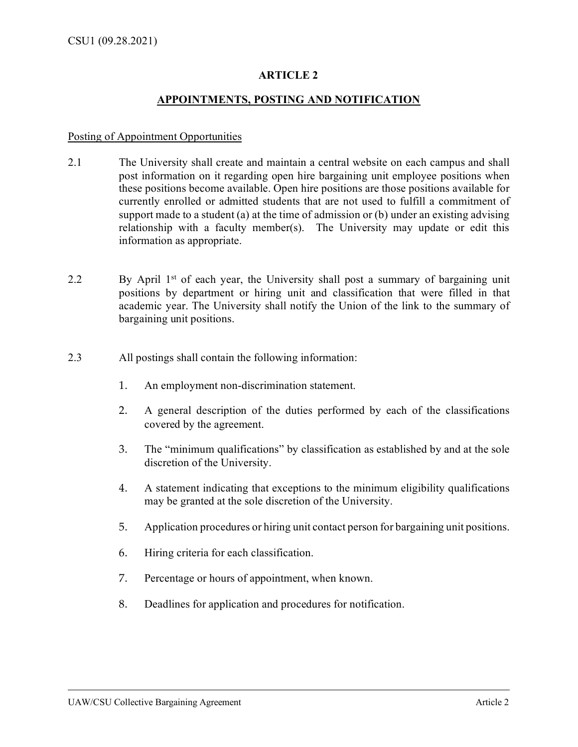# ARTICLE 2

## APPOINTMENTS, POSTING AND NOTIFICATION

Posting of Appointment Opportunities

2.1 The University shall create and maintain a central website on each campus and shall post information on it regarding open hire bargaining unit employee positions when these positions become available. Open hire positions are those positions available for currently enrolled or admitted students that are not used to fulfill a commitment of support made to a student (a) at the time of admission or (b) under an existing advising relationship with a faculty member(s). The University may update or edit this information as appropriate.

2.2 By April 1st of each year, the University shall post a summary of bargaining unit positions by department or hiring unit and classification that were filled in that academic year. The University shall notify the Union of the link to the summary of bargaining unit positions.

2.3 All postings shall contain the following information:

1. An employment non-discrimination statement.
2. A general description of the duties performed by each of the classifications covered by the agreement.
3. The "minimum qualifications" by classification as established by and at the sole discretion of the University.
4. A statement indicating that exceptions to the minimum eligibility qualifications may be granted at the sole discretion of the University.
5. Application procedures or hiring unit contact person for bargaining unit positions.
6. Hiring criteria for each classification.
7. Percentage or hours of appointment, when known.
8. Deadlines for application and procedures for notification.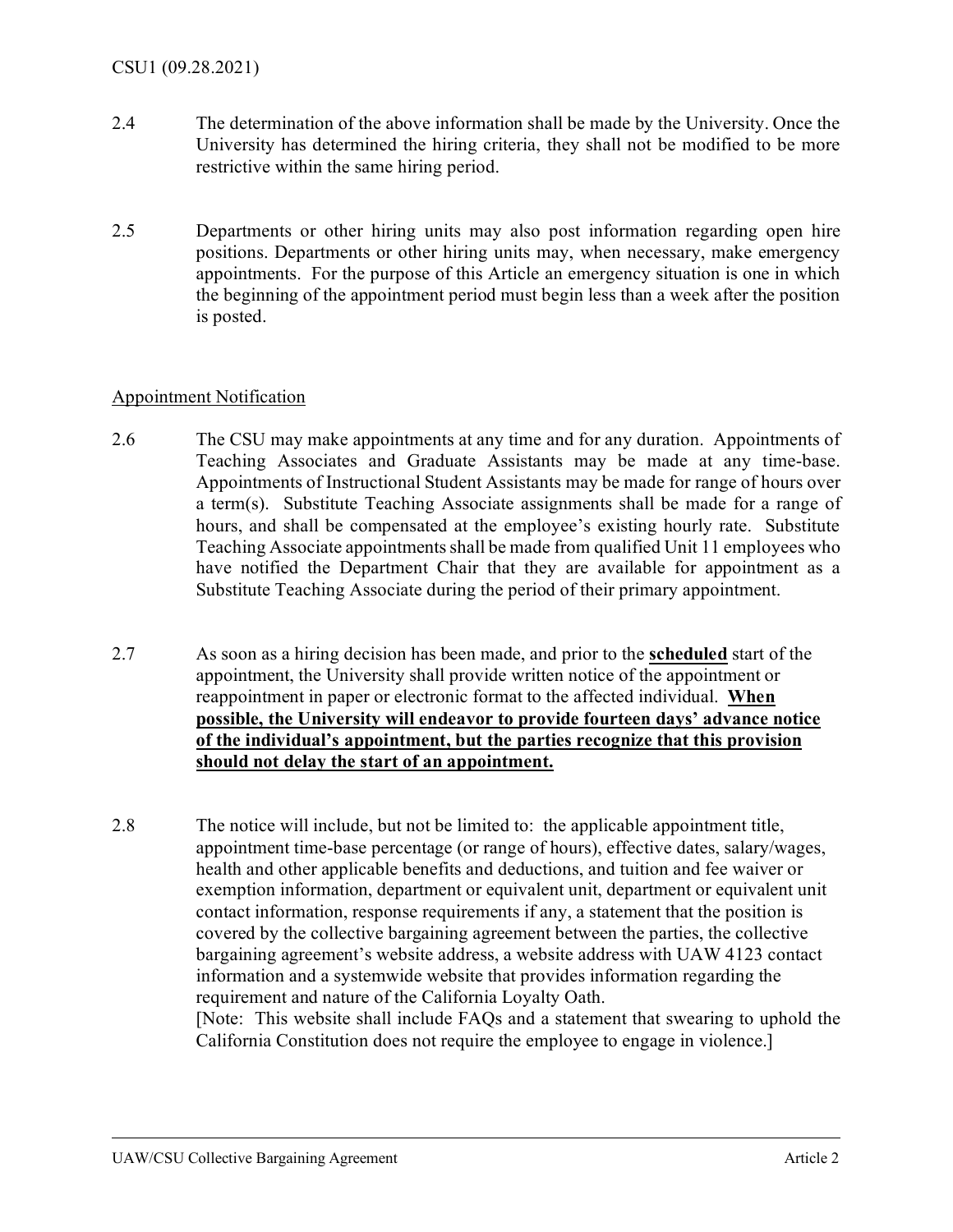2.4 The determination of the above information shall be made by the University. Once the University has determined the hiring criteria, they shall not be modified to be more restrictive within the same hiring period.

2.5 Departments or other hiring units may also post information regarding open hire positions. Departments or other hiring units may, when necessary, make emergency appointments. For the purpose of this Article an emergency situation is one in which the beginning of the appointment period must begin less than a week after the position is posted.

Appointment Notification

2.6 The CSU may make appointments at any time and for any duration. Appointments of Teaching Associates and Graduate Assistants may be made at any time-base. Appointments of Instructional Student Assistants may be made for range of hours over a term(s). Substitute Teaching Associate assignments shall be made for a range of hours, and shall be compensated at the employee's existing hourly rate. Substitute Teaching Associate appointments shall be made from qualified Unit 11 employees who have notified the Department Chair that they are available for appointment as a Substitute Teaching Associate during the period of their primary appointment.

2.7 As soon as a hiring decision has been made, and prior to the **scheduled** start of the appointment, the University shall provide written notice of the appointment or reappointment in paper or electronic format to the affected individual. **When possible, the University will endeavor to provide fourteen days' advance notice of the individual's appointment, but the parties recognize that this provision should not delay the start of an appointment.**

2.8 The notice will include, but not be limited to: the applicable appointment title, appointment time-base percentage (or range of hours), effective dates, salary/wages, health and other applicable benefits and deductions, and tuition and fee waiver or exemption information, department or equivalent unit, department or equivalent unit contact information, response requirements if any, a statement that the position is covered by the collective bargaining agreement between the parties, the collective bargaining agreement's website address, a website address with UAW 4123 contact information and a systemwide website that provides information regarding the requirement and nature of the California Loyalty Oath.
[Note: This website shall include FAQs and a statement that swearing to uphold the California Constitution does not require the employee to engage in violence.]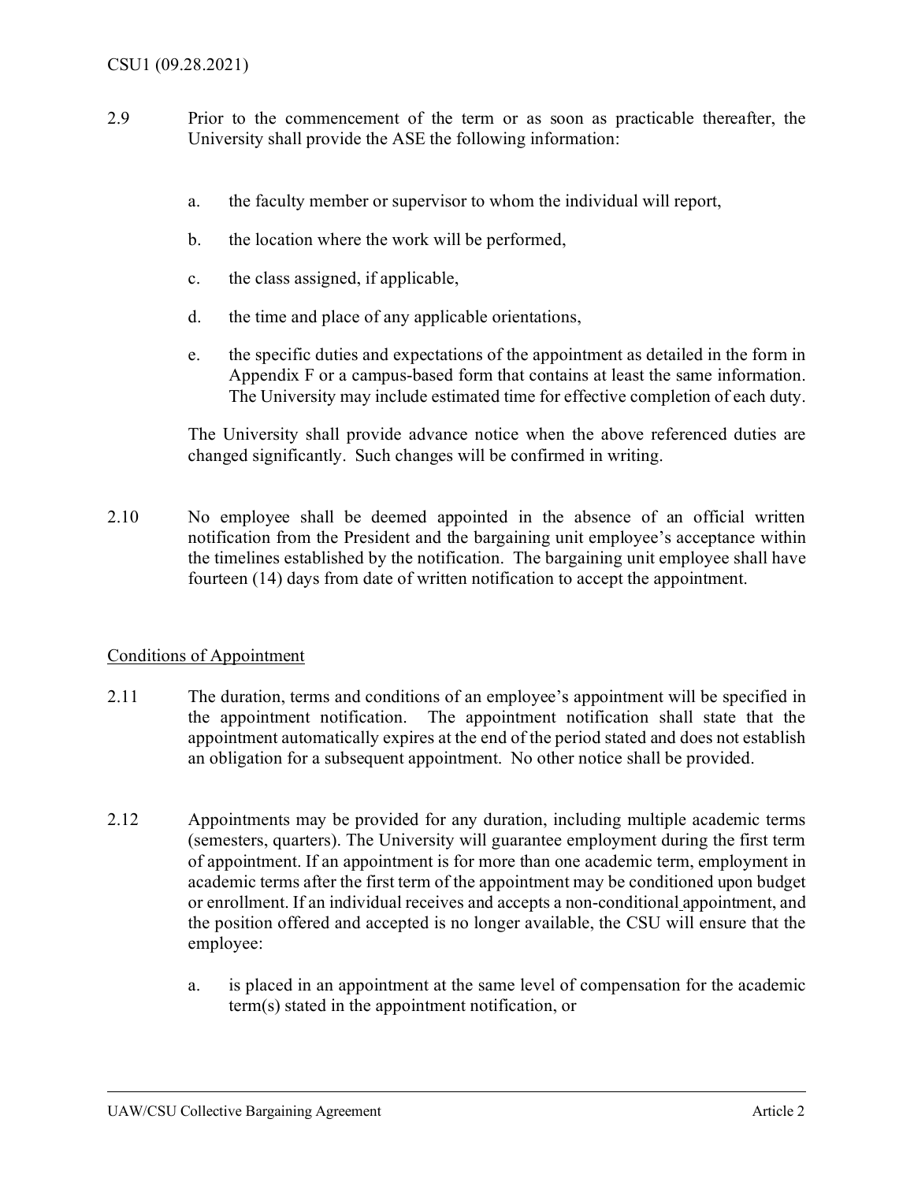2.9 Prior to the commencement of the term or as soon as practicable thereafter, the University shall provide the ASE the following information:

a. the faculty member or supervisor to whom the individual will report,

b. the location where the work will be performed,

c. the class assigned, if applicable,

d. the time and place of any applicable orientations,

e. the specific duties and expectations of the appointment as detailed in the form in Appendix F or a campus-based form that contains at least the same information. The University may include estimated time for effective completion of each duty.

The University shall provide advance notice when the above referenced duties are changed significantly. Such changes will be confirmed in writing.

2.10 No employee shall be deemed appointed in the absence of an official written notification from the President and the bargaining unit employee's acceptance within the timelines established by the notification. The bargaining unit employee shall have fourteen (14) days from date of written notification to accept the appointment.

Conditions of Appointment

2.11 The duration, terms and conditions of an employee's appointment will be specified in the appointment notification. The appointment notification shall state that the appointment automatically expires at the end of the period stated and does not establish an obligation for a subsequent appointment. No other notice shall be provided.

2.12 Appointments may be provided for any duration, including multiple academic terms (semesters, quarters). The University will guarantee employment during the first term of appointment. If an appointment is for more than one academic term, employment in academic terms after the first term of the appointment may be conditioned upon budget or enrollment. If an individual receives and accepts a non-conditional appointment, and the position offered and accepted is no longer available, the CSU will ensure that the employee:

a. is placed in an appointment at the same level of compensation for the academic term(s) stated in the appointment notification, or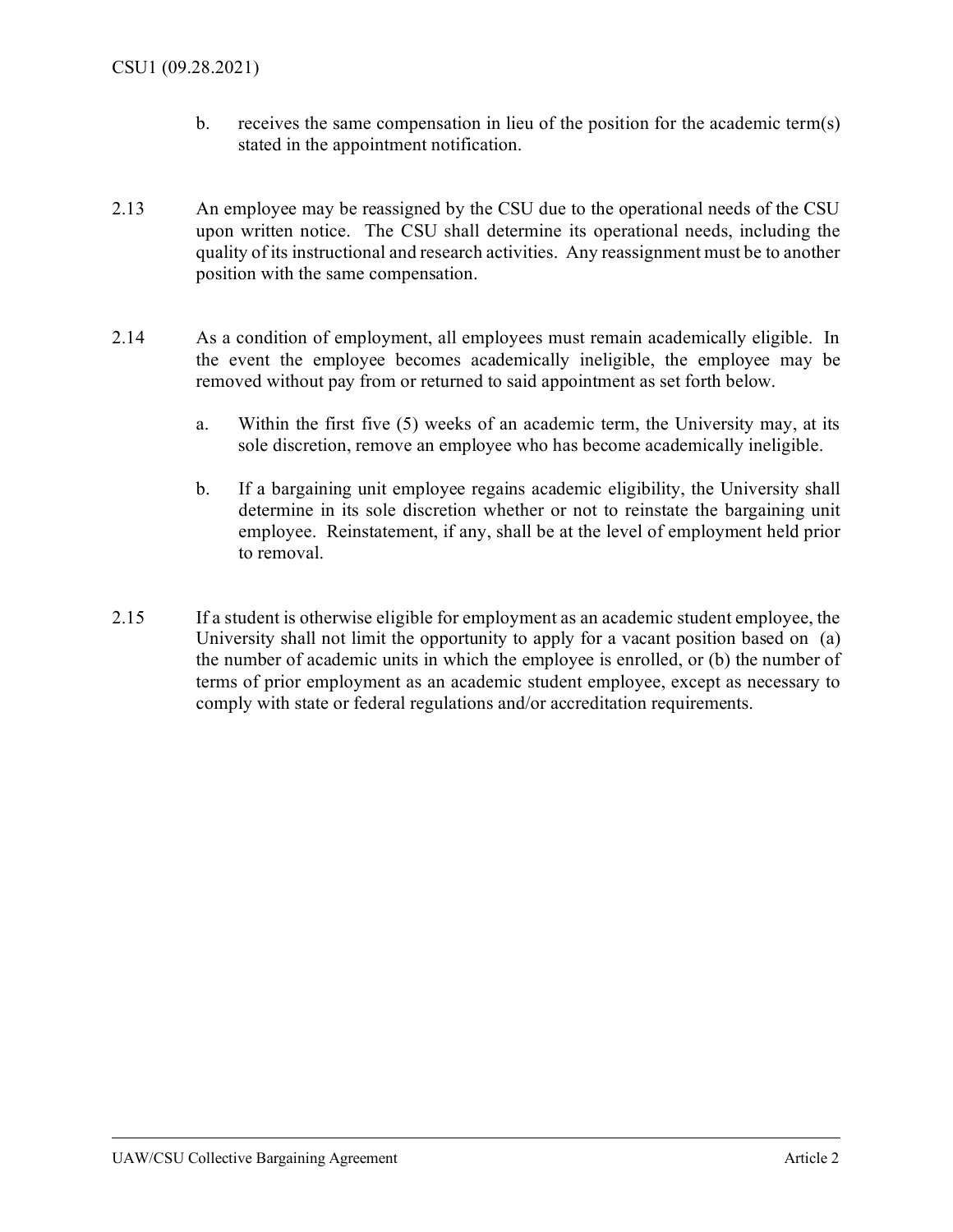b. receives the same compensation in lieu of the position for the academic term(s) stated in the appointment notification.

2.13 An employee may be reassigned by the CSU due to the operational needs of the CSU upon written notice. The CSU shall determine its operational needs, including the quality of its instructional and research activities. Any reassignment must be to another position with the same compensation.

2.14 As a condition of employment, all employees must remain academically eligible. In the event the employee becomes academically ineligible, the employee may be removed without pay from or returned to said appointment as set forth below.

a. Within the first five (5) weeks of an academic term, the University may, at its sole discretion, remove an employee who has become academically ineligible.

b. If a bargaining unit employee regains academic eligibility, the University shall determine in its sole discretion whether or not to reinstate the bargaining unit employee. Reinstatement, if any, shall be at the level of employment held prior to removal.

2.15 If a student is otherwise eligible for employment as an academic student employee, the University shall not limit the opportunity to apply for a vacant position based on (a) the number of academic units in which the employee is enrolled, or (b) the number of terms of prior employment as an academic student employee, except as necessary to comply with state or federal regulations and/or accreditation requirements.